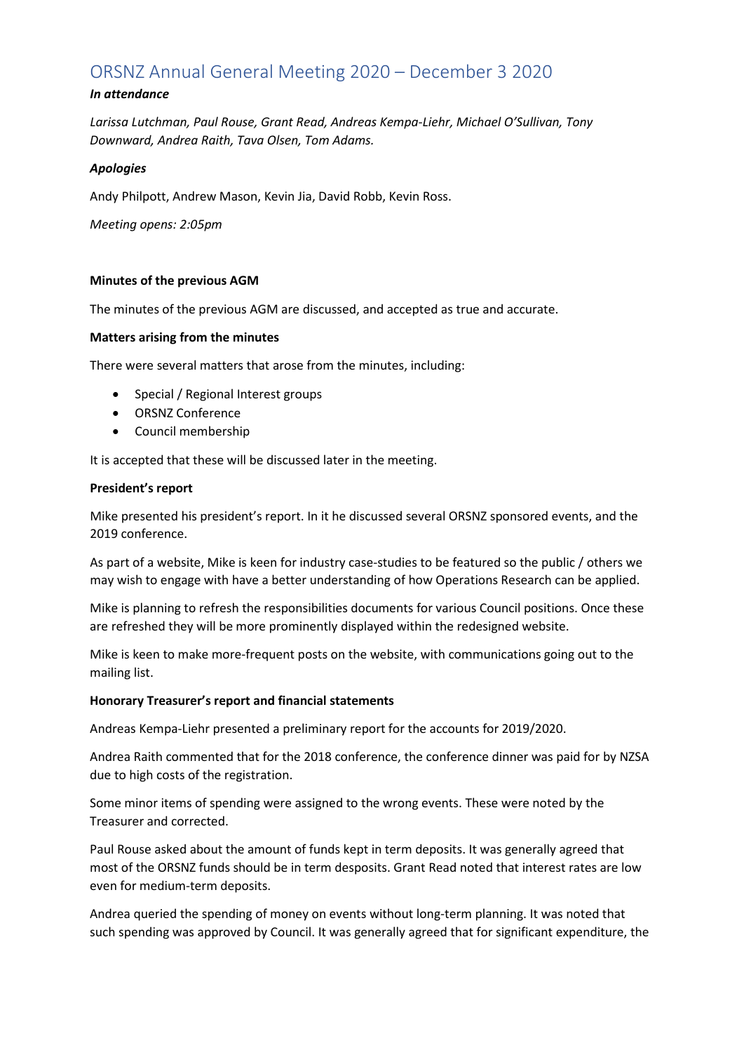# ORSNZ Annual General Meeting 2020 – December 3 2020

***In attendance***

*Larissa Lutchman, Paul Rouse, Grant Read, Andreas Kempa-Liehr, Michael O'Sullivan, Tony Downward, Andrea Raith, Tava Olsen, Tom Adams.*

***Apologies***

Andy Philpott, Andrew Mason, Kevin Jia, David Robb, Kevin Ross.

*Meeting opens: 2:05pm*

**Minutes of the previous AGM**

The minutes of the previous AGM are discussed, and accepted as true and accurate.

**Matters arising from the minutes**

There were several matters that arose from the minutes, including:

- Special / Regional Interest groups
- ORSNZ Conference
- Council membership

It is accepted that these will be discussed later in the meeting.

**President's report**

Mike presented his president's report. In it he discussed several ORSNZ sponsored events, and the 2019 conference.

As part of a website, Mike is keen for industry case-studies to be featured so the public / others we may wish to engage with have a better understanding of how Operations Research can be applied.

Mike is planning to refresh the responsibilities documents for various Council positions. Once these are refreshed they will be more prominently displayed within the redesigned website.

Mike is keen to make more-frequent posts on the website, with communications going out to the mailing list.

**Honorary Treasurer's report and financial statements**

Andreas Kempa-Liehr presented a preliminary report for the accounts for 2019/2020.

Andrea Raith commented that for the 2018 conference, the conference dinner was paid for by NZSA due to high costs of the registration.

Some minor items of spending were assigned to the wrong events. These were noted by the Treasurer and corrected.

Paul Rouse asked about the amount of funds kept in term deposits. It was generally agreed that most of the ORSNZ funds should be in term desposits. Grant Read noted that interest rates are low even for medium-term deposits.

Andrea queried the spending of money on events without long-term planning. It was noted that such spending was approved by Council. It was generally agreed that for significant expenditure, the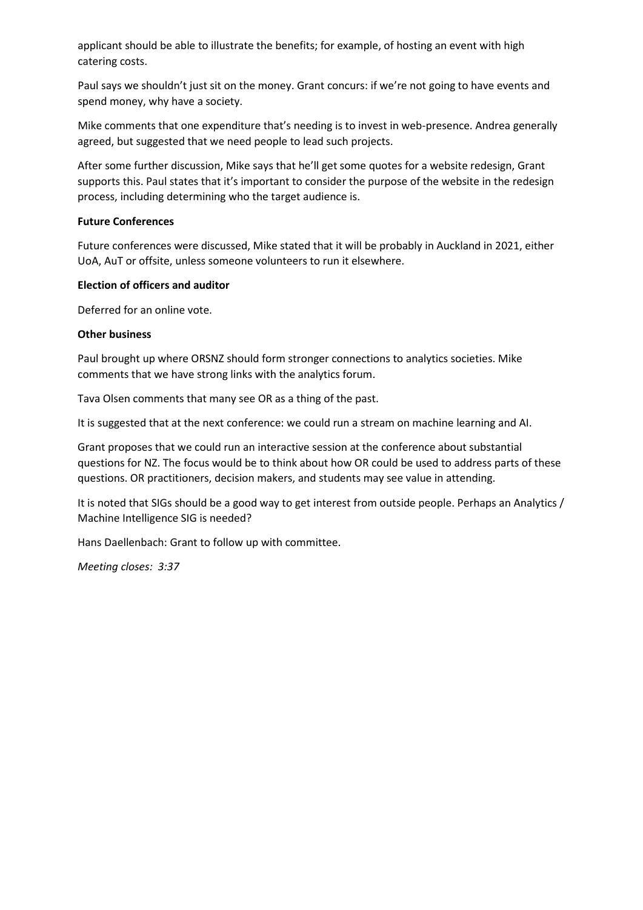applicant should be able to illustrate the benefits; for example, of hosting an event with high catering costs.

Paul says we shouldn't just sit on the money. Grant concurs: if we're not going to have events and spend money, why have a society.

Mike comments that one expenditure that's needing is to invest in web-presence. Andrea generally agreed, but suggested that we need people to lead such projects.

After some further discussion, Mike says that he'll get some quotes for a website redesign, Grant supports this. Paul states that it's important to consider the purpose of the website in the redesign process, including determining who the target audience is.

**Future Conferences**

Future conferences were discussed, Mike stated that it will be probably in Auckland in 2021, either UoA, AuT or offsite, unless someone volunteers to run it elsewhere.

**Election of officers and auditor**

Deferred for an online vote.

**Other business**

Paul brought up where ORSNZ should form stronger connections to analytics societies. Mike comments that we have strong links with the analytics forum.

Tava Olsen comments that many see OR as a thing of the past.

It is suggested that at the next conference: we could run a stream on machine learning and AI.

Grant proposes that we could run an interactive session at the conference about substantial questions for NZ. The focus would be to think about how OR could be used to address parts of these questions. OR practitioners, decision makers, and students may see value in attending.

It is noted that SIGs should be a good way to get interest from outside people. Perhaps an Analytics / Machine Intelligence SIG is needed?

Hans Daellenbach: Grant to follow up with committee.

*Meeting closes: 3:37*